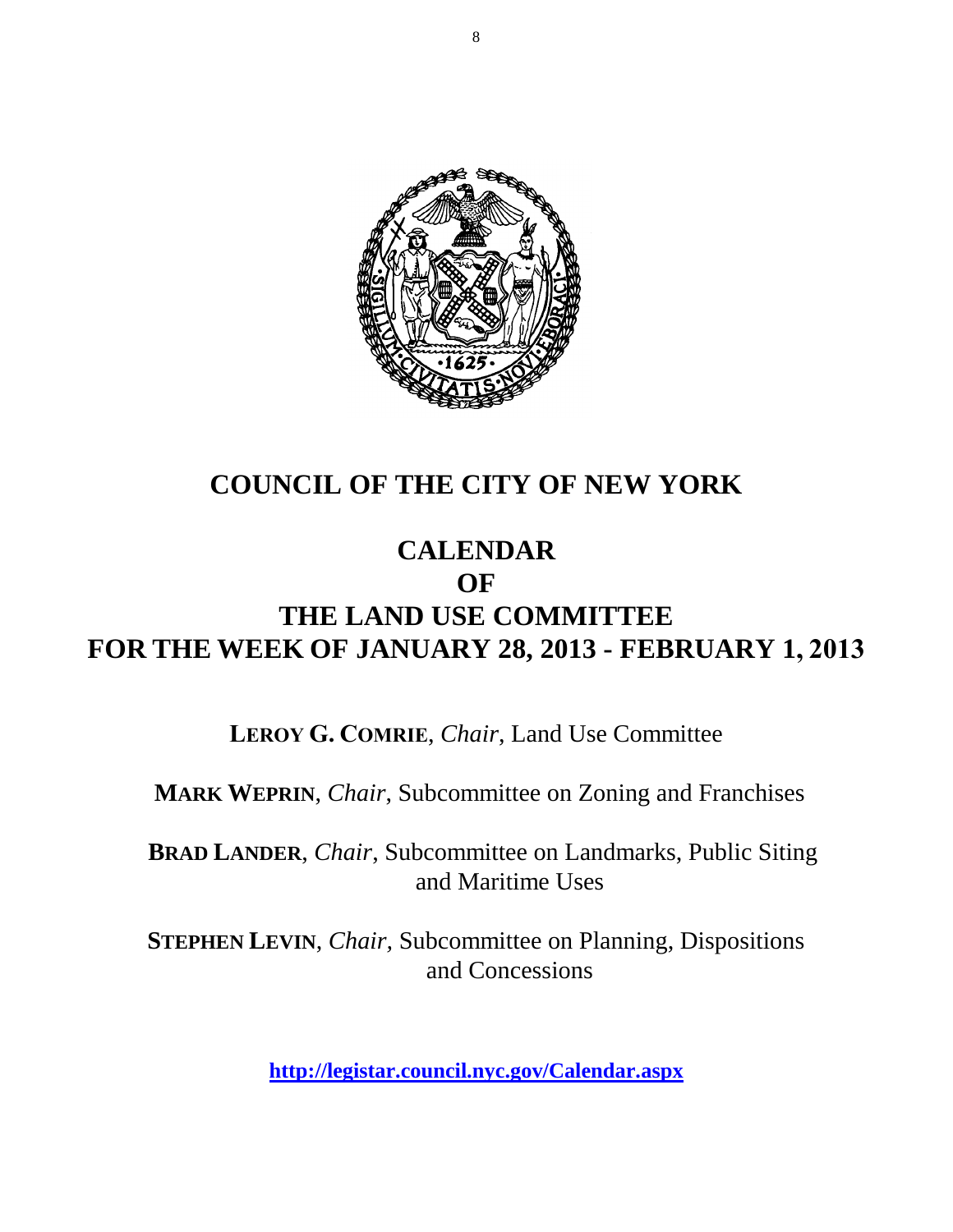# COUNCIL OF THE CITY OF NEW YORK

## CALENDAR
## OF
## THE LAND USE COMMITTEE
## FOR THE WEEK OF JANUARY 28, 2013 - FEBRUARY 1, 2013

**LEROY G. COMRIE**, *Chair*, Land Use Committee

**MARK WEPRIN**, *Chair*, Subcommittee on Zoning and Franchises

**BRAD LANDER**, *Chair*, Subcommittee on Landmarks, Public Siting and Maritime Uses

**STEPHEN LEVIN**, *Chair,* Subcommittee on Planning, Dispositions and Concessions

**http://legistar.council.nyc.gov/Calendar.aspx**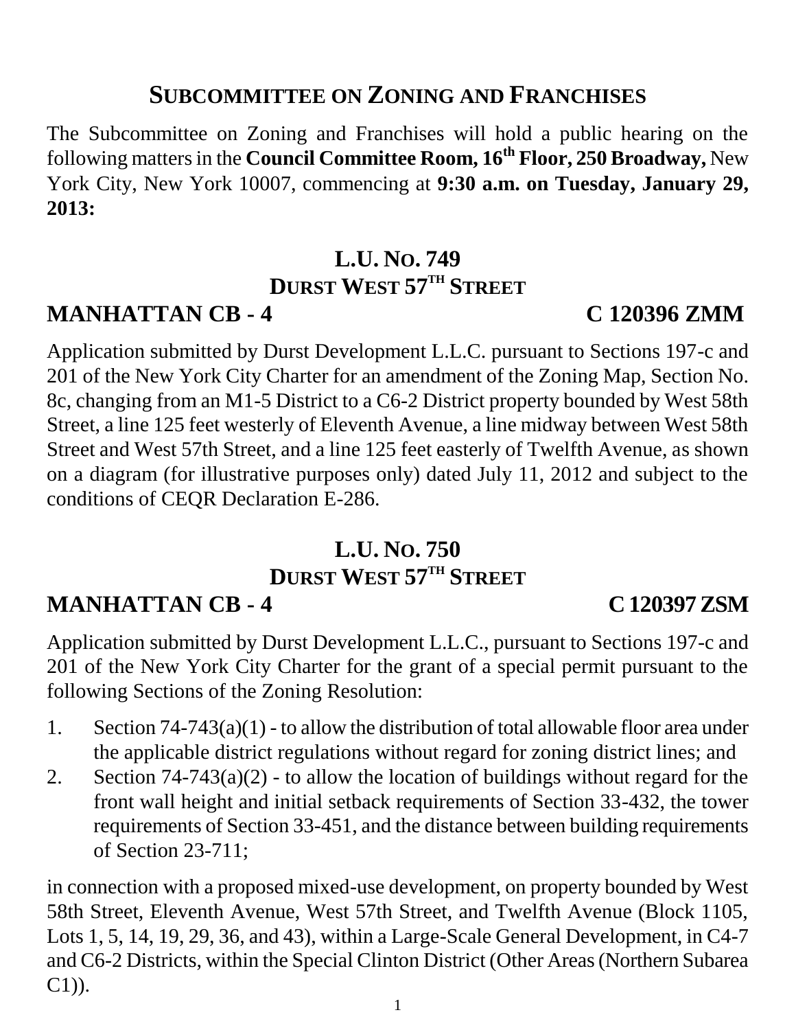# SUBCOMMITTEE ON ZONING AND FRANCHISES

The Subcommittee on Zoning and Franchises will hold a public hearing on the following matters in the **Council Committee Room, 16th Floor, 250 Broadway,** New York City, New York 10007, commencing at **9:30 a.m. on Tuesday, January 29, 2013:**

## L.U. NO. 749
## DURST WEST 57TH STREET

**MANHATTAN CB - 4** **C 120396 ZMM**

Application submitted by Durst Development L.L.C. pursuant to Sections 197-c and 201 of the New York City Charter for an amendment of the Zoning Map, Section No. 8c, changing from an M1-5 District to a C6-2 District property bounded by West 58th Street, a line 125 feet westerly of Eleventh Avenue, a line midway between West 58th Street and West 57th Street, and a line 125 feet easterly of Twelfth Avenue, as shown on a diagram (for illustrative purposes only) dated July 11, 2012 and subject to the conditions of CEQR Declaration E-286.

## L.U. NO. 750
## DURST WEST 57TH STREET

**MANHATTAN CB - 4** **C 120397 ZSM**

Application submitted by Durst Development L.L.C., pursuant to Sections 197-c and 201 of the New York City Charter for the grant of a special permit pursuant to the following Sections of the Zoning Resolution:

1. Section 74-743(a)(1) - to allow the distribution of total allowable floor area under the applicable district regulations without regard for zoning district lines; and
2. Section 74-743(a)(2) - to allow the location of buildings without regard for the front wall height and initial setback requirements of Section 33-432, the tower requirements of Section 33-451, and the distance between building requirements of Section 23-711;

in connection with a proposed mixed-use development, on property bounded by West 58th Street, Eleventh Avenue, West 57th Street, and Twelfth Avenue (Block 1105, Lots 1, 5, 14, 19, 29, 36, and 43), within a Large-Scale General Development, in C4-7 and C6-2 Districts, within the Special Clinton District (Other Areas (Northern Subarea C1)).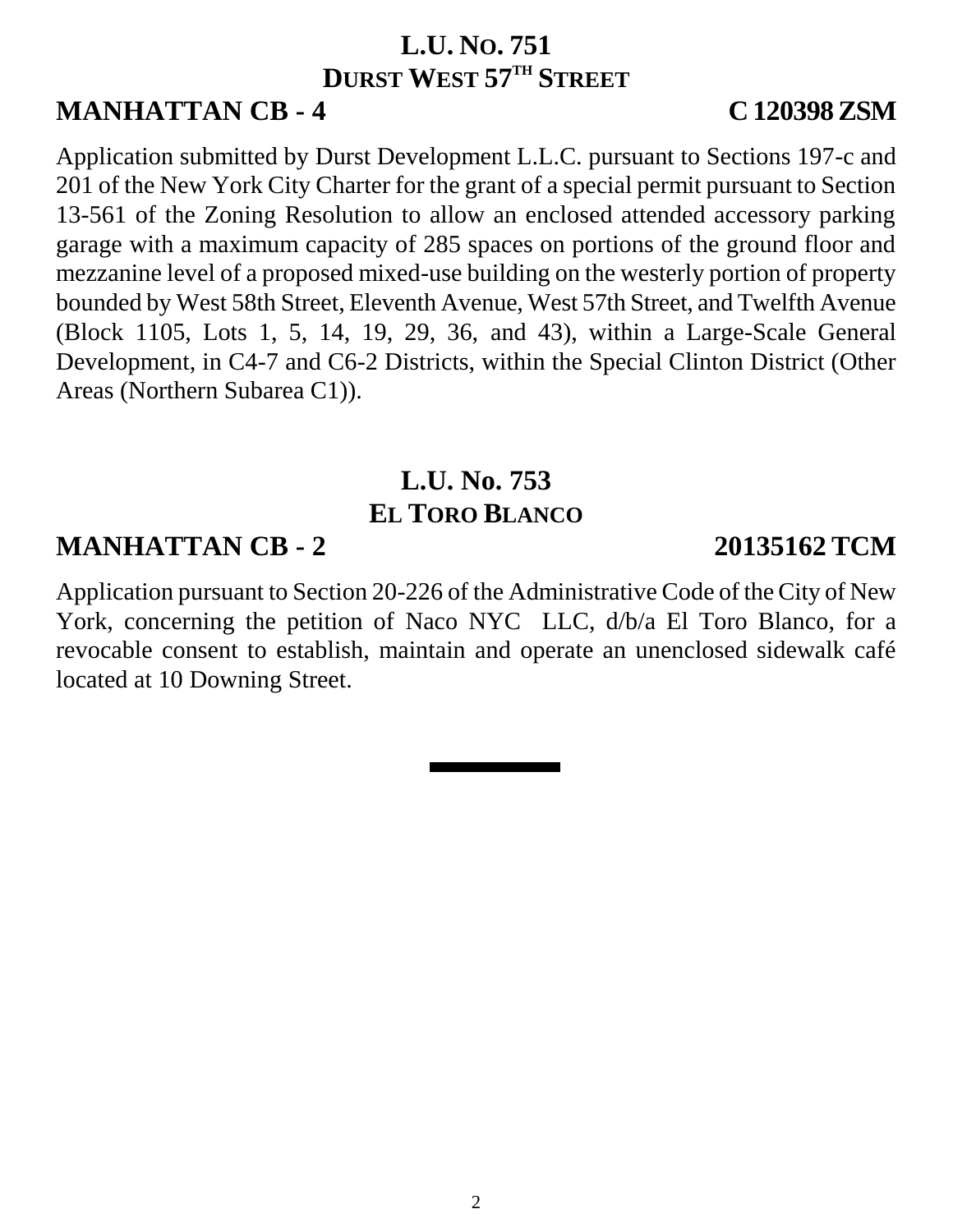## L.U. No. 751
## Durst West 57th Street

**MANHATTAN CB - 4** **C 120398 ZSM**

Application submitted by Durst Development L.L.C. pursuant to Sections 197-c and 201 of the New York City Charter for the grant of a special permit pursuant to Section 13-561 of the Zoning Resolution to allow an enclosed attended accessory parking garage with a maximum capacity of 285 spaces on portions of the ground floor and mezzanine level of a proposed mixed-use building on the westerly portion of property bounded by West 58th Street, Eleventh Avenue, West 57th Street, and Twelfth Avenue (Block 1105, Lots 1, 5, 14, 19, 29, 36, and 43), within a Large-Scale General Development, in C4-7 and C6-2 Districts, within the Special Clinton District (Other Areas (Northern Subarea C1)).

## L.U. No. 753
## El Toro Blanco

**MANHATTAN CB - 2** **20135162 TCM**

Application pursuant to Section 20-226 of the Administrative Code of the City of New York, concerning the petition of Naco NYC LLC, d/b/a El Toro Blanco, for a revocable consent to establish, maintain and operate an unenclosed sidewalk café located at 10 Downing Street.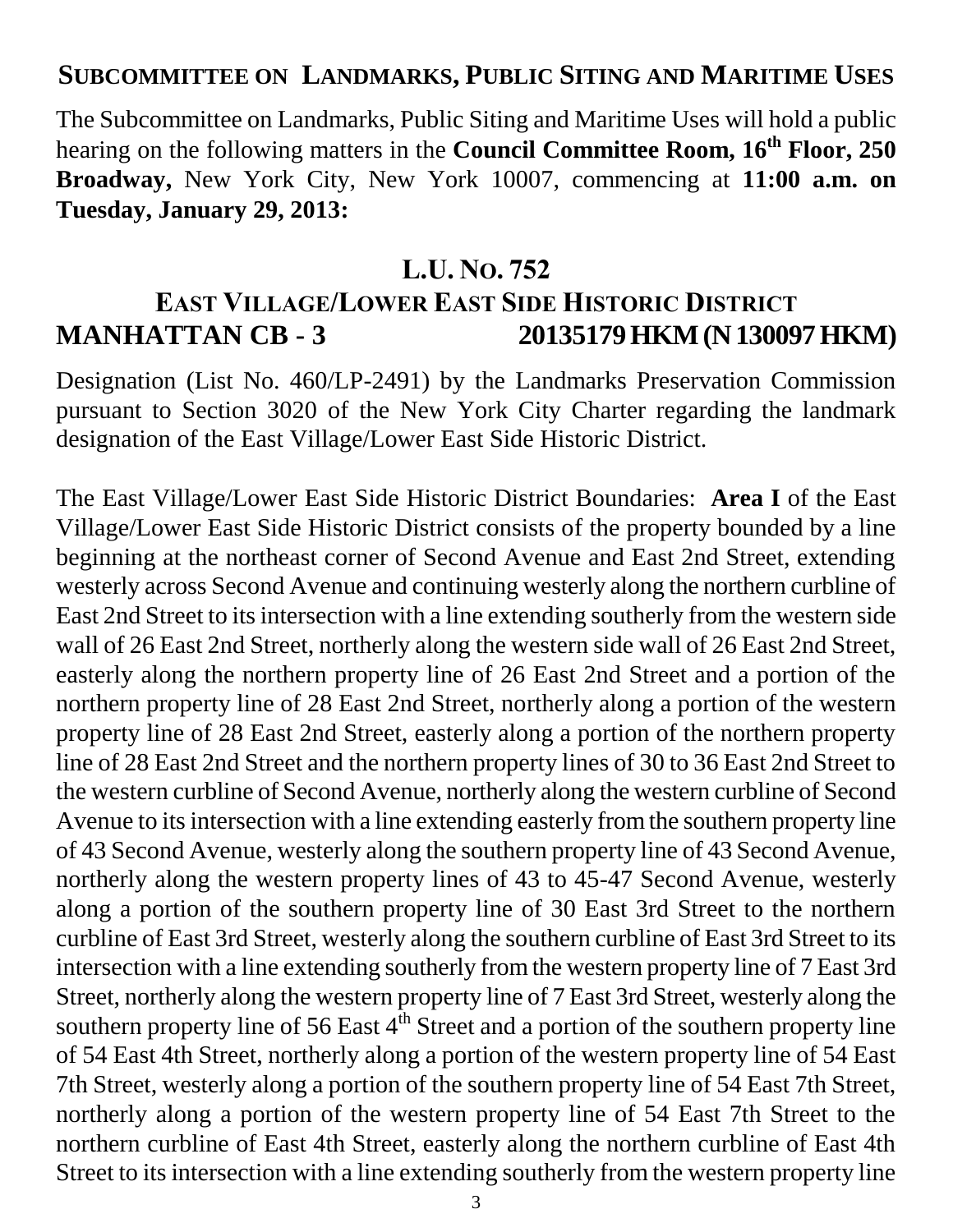## SUBCOMMITTEE ON LANDMARKS, PUBLIC SITING AND MARITIME USES

The Subcommittee on Landmarks, Public Siting and Maritime Uses will hold a public hearing on the following matters in the **Council Committee Room, 16th Floor, 250 Broadway,** New York City, New York 10007, commencing at **11:00 a.m. on Tuesday, January 29, 2013:**

### L.U. NO. 752
### EAST VILLAGE/LOWER EAST SIDE HISTORIC DISTRICT
### MANHATTAN CB - 3 20135179 HKM (N 130097 HKM)

Designation (List No. 460/LP-2491) by the Landmarks Preservation Commission pursuant to Section 3020 of the New York City Charter regarding the landmark designation of the East Village/Lower East Side Historic District.

The East Village/Lower East Side Historic District Boundaries: **Area I** of the East Village/Lower East Side Historic District consists of the property bounded by a line beginning at the northeast corner of Second Avenue and East 2nd Street, extending westerly across Second Avenue and continuing westerly along the northern curbline of East 2nd Street to its intersection with a line extending southerly from the western side wall of 26 East 2nd Street, northerly along the western side wall of 26 East 2nd Street, easterly along the northern property line of 26 East 2nd Street and a portion of the northern property line of 28 East 2nd Street, northerly along a portion of the western property line of 28 East 2nd Street, easterly along a portion of the northern property line of 28 East 2nd Street and the northern property lines of 30 to 36 East 2nd Street to the western curbline of Second Avenue, northerly along the western curbline of Second Avenue to its intersection with a line extending easterly from the southern property line of 43 Second Avenue, westerly along the southern property line of 43 Second Avenue, northerly along the western property lines of 43 to 45-47 Second Avenue, westerly along a portion of the southern property line of 30 East 3rd Street to the northern curbline of East 3rd Street, westerly along the southern curbline of East 3rd Street to its intersection with a line extending southerly from the western property line of 7 East 3rd Street, northerly along the western property line of 7 East 3rd Street, westerly along the southern property line of 56 East 4th Street and a portion of the southern property line of 54 East 4th Street, northerly along a portion of the western property line of 54 East 7th Street, westerly along a portion of the southern property line of 54 East 7th Street, northerly along a portion of the western property line of 54 East 7th Street to the northern curbline of East 4th Street, easterly along the northern curbline of East 4th Street to its intersection with a line extending southerly from the western property line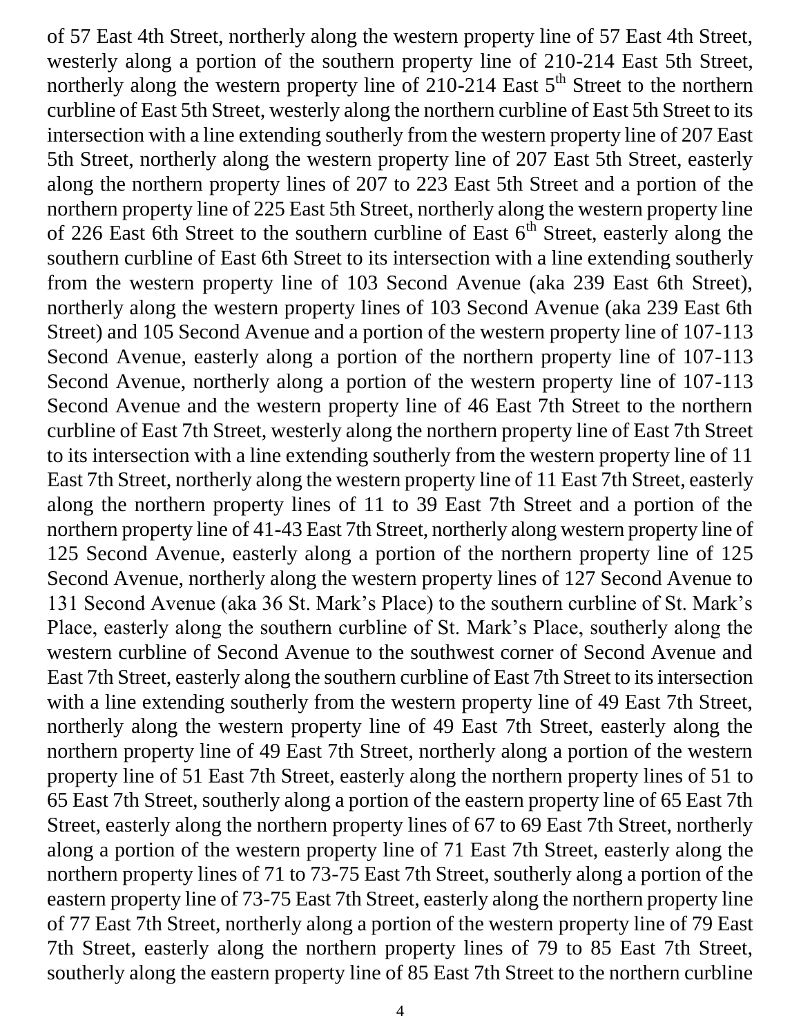of 57 East 4th Street, northerly along the western property line of 57 East 4th Street, westerly along a portion of the southern property line of 210-214 East 5th Street, northerly along the western property line of 210-214 East 5th Street to the northern curbline of East 5th Street, westerly along the northern curbline of East 5th Street to its intersection with a line extending southerly from the western property line of 207 East 5th Street, northerly along the western property line of 207 East 5th Street, easterly along the northern property lines of 207 to 223 East 5th Street and a portion of the northern property line of 225 East 5th Street, northerly along the western property line of 226 East 6th Street to the southern curbline of East 6th Street, easterly along the southern curbline of East 6th Street to its intersection with a line extending southerly from the western property line of 103 Second Avenue (aka 239 East 6th Street), northerly along the western property lines of 103 Second Avenue (aka 239 East 6th Street) and 105 Second Avenue and a portion of the western property line of 107-113 Second Avenue, easterly along a portion of the northern property line of 107-113 Second Avenue, northerly along a portion of the western property line of 107-113 Second Avenue and the western property line of 46 East 7th Street to the northern curbline of East 7th Street, westerly along the northern property line of East 7th Street to its intersection with a line extending southerly from the western property line of 11 East 7th Street, northerly along the western property line of 11 East 7th Street, easterly along the northern property lines of 11 to 39 East 7th Street and a portion of the northern property line of 41-43 East 7th Street, northerly along western property line of 125 Second Avenue, easterly along a portion of the northern property line of 125 Second Avenue, northerly along the western property lines of 127 Second Avenue to 131 Second Avenue (aka 36 St. Mark's Place) to the southern curbline of St. Mark's Place, easterly along the southern curbline of St. Mark's Place, southerly along the western curbline of Second Avenue to the southwest corner of Second Avenue and East 7th Street, easterly along the southern curbline of East 7th Street to its intersection with a line extending southerly from the western property line of 49 East 7th Street, northerly along the western property line of 49 East 7th Street, easterly along the northern property line of 49 East 7th Street, northerly along a portion of the western property line of 51 East 7th Street, easterly along the northern property lines of 51 to 65 East 7th Street, southerly along a portion of the eastern property line of 65 East 7th Street, easterly along the northern property lines of 67 to 69 East 7th Street, northerly along a portion of the western property line of 71 East 7th Street, easterly along the northern property lines of 71 to 73-75 East 7th Street, southerly along a portion of the eastern property line of 73-75 East 7th Street, easterly along the northern property line of 77 East 7th Street, northerly along a portion of the western property line of 79 East 7th Street, easterly along the northern property lines of 79 to 85 East 7th Street, southerly along the eastern property line of 85 East 7th Street to the northern curbline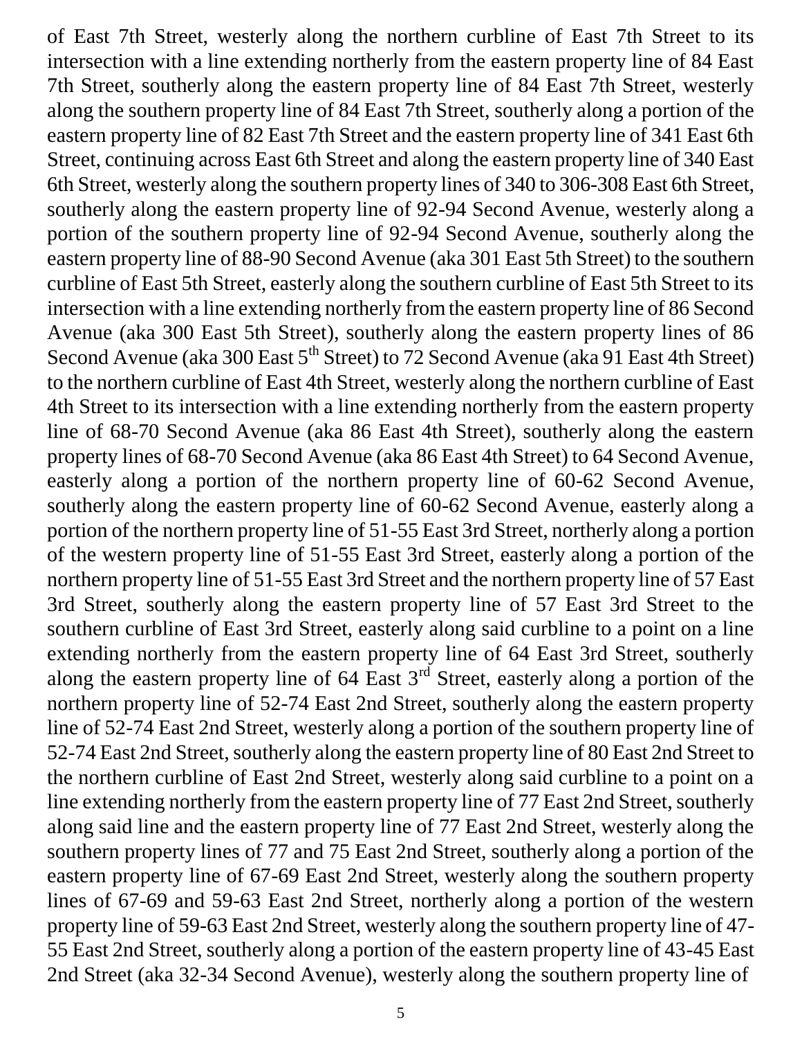of East 7th Street, westerly along the northern curbline of East 7th Street to its intersection with a line extending northerly from the eastern property line of 84 East 7th Street, southerly along the eastern property line of 84 East 7th Street, westerly along the southern property line of 84 East 7th Street, southerly along a portion of the eastern property line of 82 East 7th Street and the eastern property line of 341 East 6th Street, continuing across East 6th Street and along the eastern property line of 340 East 6th Street, westerly along the southern property lines of 340 to 306-308 East 6th Street, southerly along the eastern property line of 92-94 Second Avenue, westerly along a portion of the southern property line of 92-94 Second Avenue, southerly along the eastern property line of 88-90 Second Avenue (aka 301 East 5th Street) to the southern curbline of East 5th Street, easterly along the southern curbline of East 5th Street to its intersection with a line extending northerly from the eastern property line of 86 Second Avenue (aka 300 East 5th Street), southerly along the eastern property lines of 86 Second Avenue (aka 300 East 5th Street) to 72 Second Avenue (aka 91 East 4th Street) to the northern curbline of East 4th Street, westerly along the northern curbline of East 4th Street to its intersection with a line extending northerly from the eastern property line of 68-70 Second Avenue (aka 86 East 4th Street), southerly along the eastern property lines of 68-70 Second Avenue (aka 86 East 4th Street) to 64 Second Avenue, easterly along a portion of the northern property line of 60-62 Second Avenue, southerly along the eastern property line of 60-62 Second Avenue, easterly along a portion of the northern property line of 51-55 East 3rd Street, northerly along a portion of the western property line of 51-55 East 3rd Street, easterly along a portion of the northern property line of 51-55 East 3rd Street and the northern property line of 57 East 3rd Street, southerly along the eastern property line of 57 East 3rd Street to the southern curbline of East 3rd Street, easterly along said curbline to a point on a line extending northerly from the eastern property line of 64 East 3rd Street, southerly along the eastern property line of 64 East 3rd Street, easterly along a portion of the northern property line of 52-74 East 2nd Street, southerly along the eastern property line of 52-74 East 2nd Street, westerly along a portion of the southern property line of 52-74 East 2nd Street, southerly along the eastern property line of 80 East 2nd Street to the northern curbline of East 2nd Street, westerly along said curbline to a point on a line extending northerly from the eastern property line of 77 East 2nd Street, southerly along said line and the eastern property line of 77 East 2nd Street, westerly along the southern property lines of 77 and 75 East 2nd Street, southerly along a portion of the eastern property line of 67-69 East 2nd Street, westerly along the southern property lines of 67-69 and 59-63 East 2nd Street, northerly along a portion of the western property line of 59-63 East 2nd Street, westerly along the southern property line of 47-55 East 2nd Street, southerly along a portion of the eastern property line of 43-45 East 2nd Street (aka 32-34 Second Avenue), westerly along the southern property line of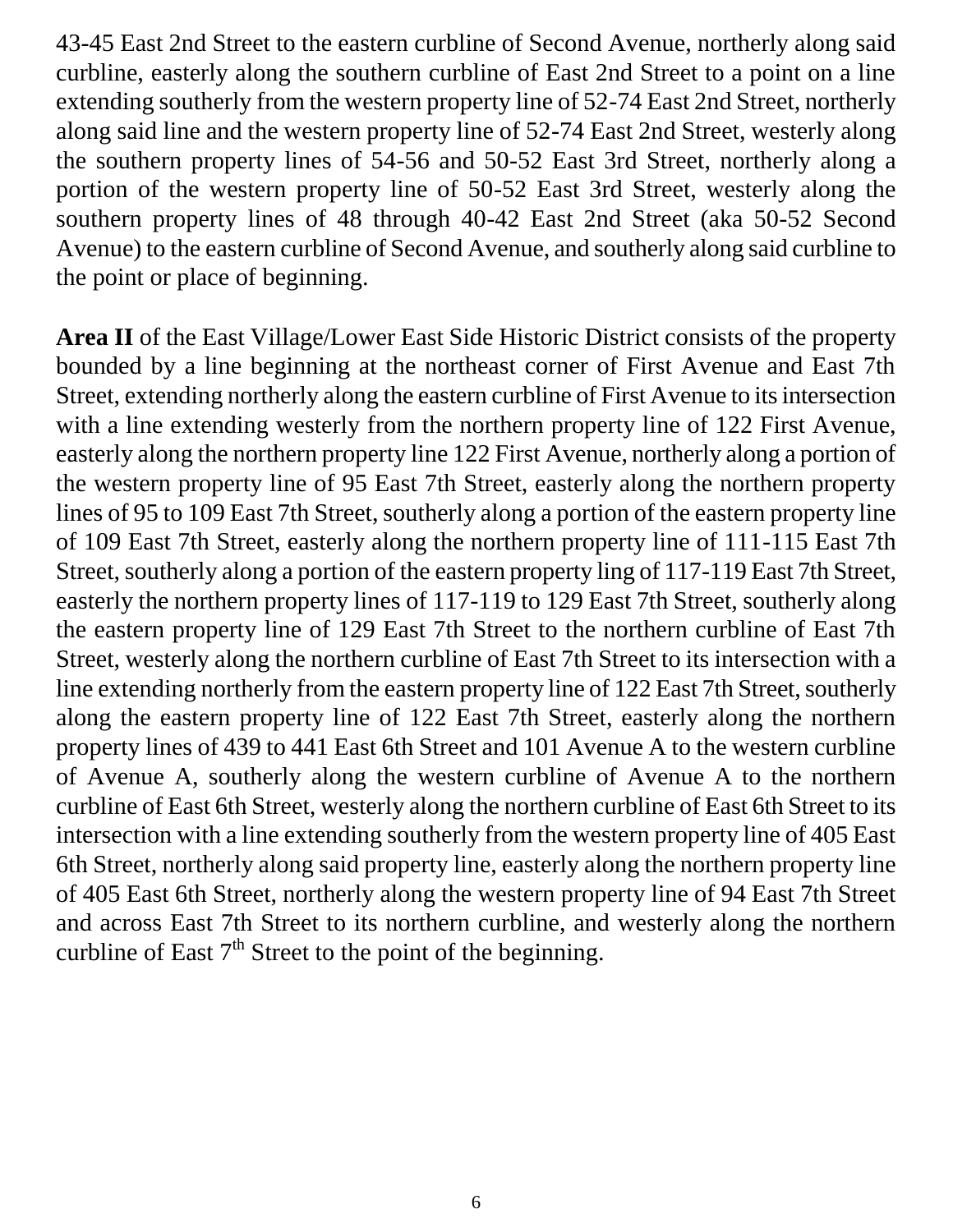43-45 East 2nd Street to the eastern curbline of Second Avenue, northerly along said curbline, easterly along the southern curbline of East 2nd Street to a point on a line extending southerly from the western property line of 52-74 East 2nd Street, northerly along said line and the western property line of 52-74 East 2nd Street, westerly along the southern property lines of 54-56 and 50-52 East 3rd Street, northerly along a portion of the western property line of 50-52 East 3rd Street, westerly along the southern property lines of 48 through 40-42 East 2nd Street (aka 50-52 Second Avenue) to the eastern curbline of Second Avenue, and southerly along said curbline to the point or place of beginning.

**Area II** of the East Village/Lower East Side Historic District consists of the property bounded by a line beginning at the northeast corner of First Avenue and East 7th Street, extending northerly along the eastern curbline of First Avenue to its intersection with a line extending westerly from the northern property line of 122 First Avenue, easterly along the northern property line 122 First Avenue, northerly along a portion of the western property line of 95 East 7th Street, easterly along the northern property lines of 95 to 109 East 7th Street, southerly along a portion of the eastern property line of 109 East 7th Street, easterly along the northern property line of 111-115 East 7th Street, southerly along a portion of the eastern property ling of 117-119 East 7th Street, easterly the northern property lines of 117-119 to 129 East 7th Street, southerly along the eastern property line of 129 East 7th Street to the northern curbline of East 7th Street, westerly along the northern curbline of East 7th Street to its intersection with a line extending northerly from the eastern property line of 122 East 7th Street, southerly along the eastern property line of 122 East 7th Street, easterly along the northern property lines of 439 to 441 East 6th Street and 101 Avenue A to the western curbline of Avenue A, southerly along the western curbline of Avenue A to the northern curbline of East 6th Street, westerly along the northern curbline of East 6th Street to its intersection with a line extending southerly from the western property line of 405 East 6th Street, northerly along said property line, easterly along the northern property line of 405 East 6th Street, northerly along the western property line of 94 East 7th Street and across East 7th Street to its northern curbline, and westerly along the northern curbline of East 7th Street to the point of the beginning.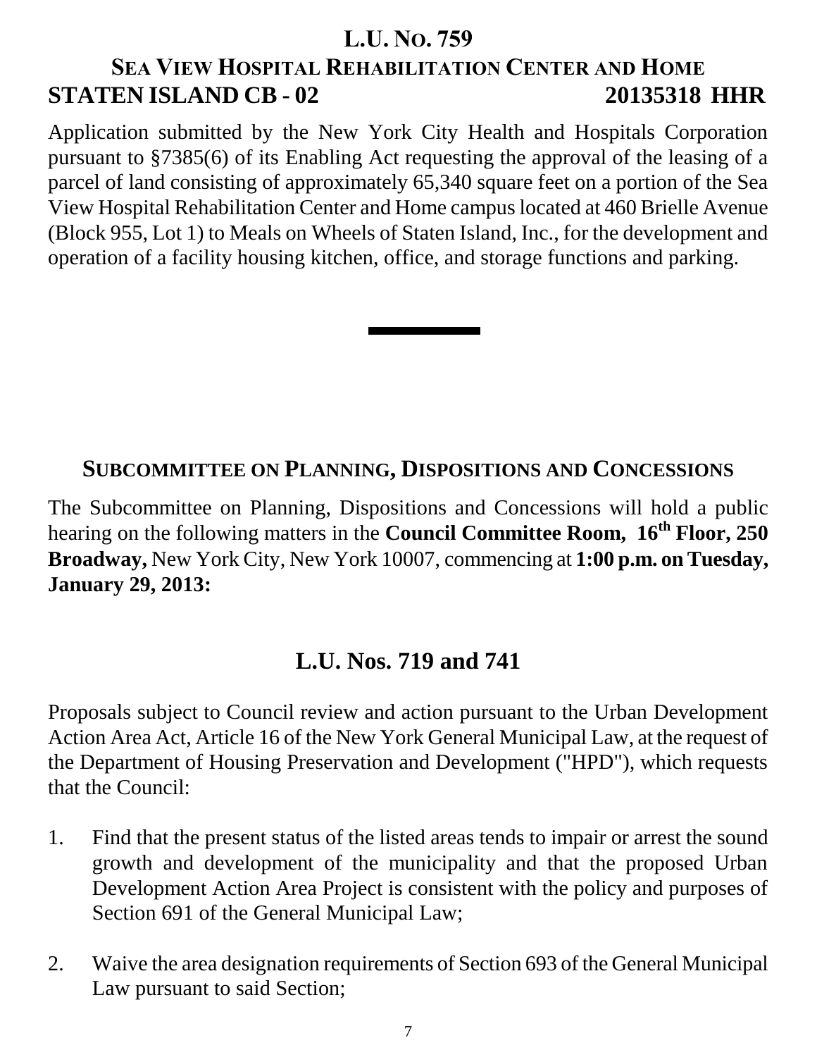## L.U. No. 759

### Sea View Hospital Rehabilitation Center and Home

**STATEN ISLAND CB - 02** **20135318 HHR**

Application submitted by the New York City Health and Hospitals Corporation pursuant to §7385(6) of its Enabling Act requesting the approval of the leasing of a parcel of land consisting of approximately 65,340 square feet on a portion of the Sea View Hospital Rehabilitation Center and Home campus located at 460 Brielle Avenue (Block 955, Lot 1) to Meals on Wheels of Staten Island, Inc., for the development and operation of a facility housing kitchen, office, and storage functions and parking.

---

## Subcommittee on Planning, Dispositions and Concessions

The Subcommittee on Planning, Dispositions and Concessions will hold a public hearing on the following matters in the **Council Committee Room, 16th Floor, 250 Broadway,** New York City, New York 10007, commencing at **1:00 p.m. on Tuesday, January 29, 2013:**

## L.U. Nos. 719 and 741

Proposals subject to Council review and action pursuant to the Urban Development Action Area Act, Article 16 of the New York General Municipal Law, at the request of the Department of Housing Preservation and Development ("HPD"), which requests that the Council:

1. Find that the present status of the listed areas tends to impair or arrest the sound growth and development of the municipality and that the proposed Urban Development Action Area Project is consistent with the policy and purposes of Section 691 of the General Municipal Law;

2. Waive the area designation requirements of Section 693 of the General Municipal Law pursuant to said Section;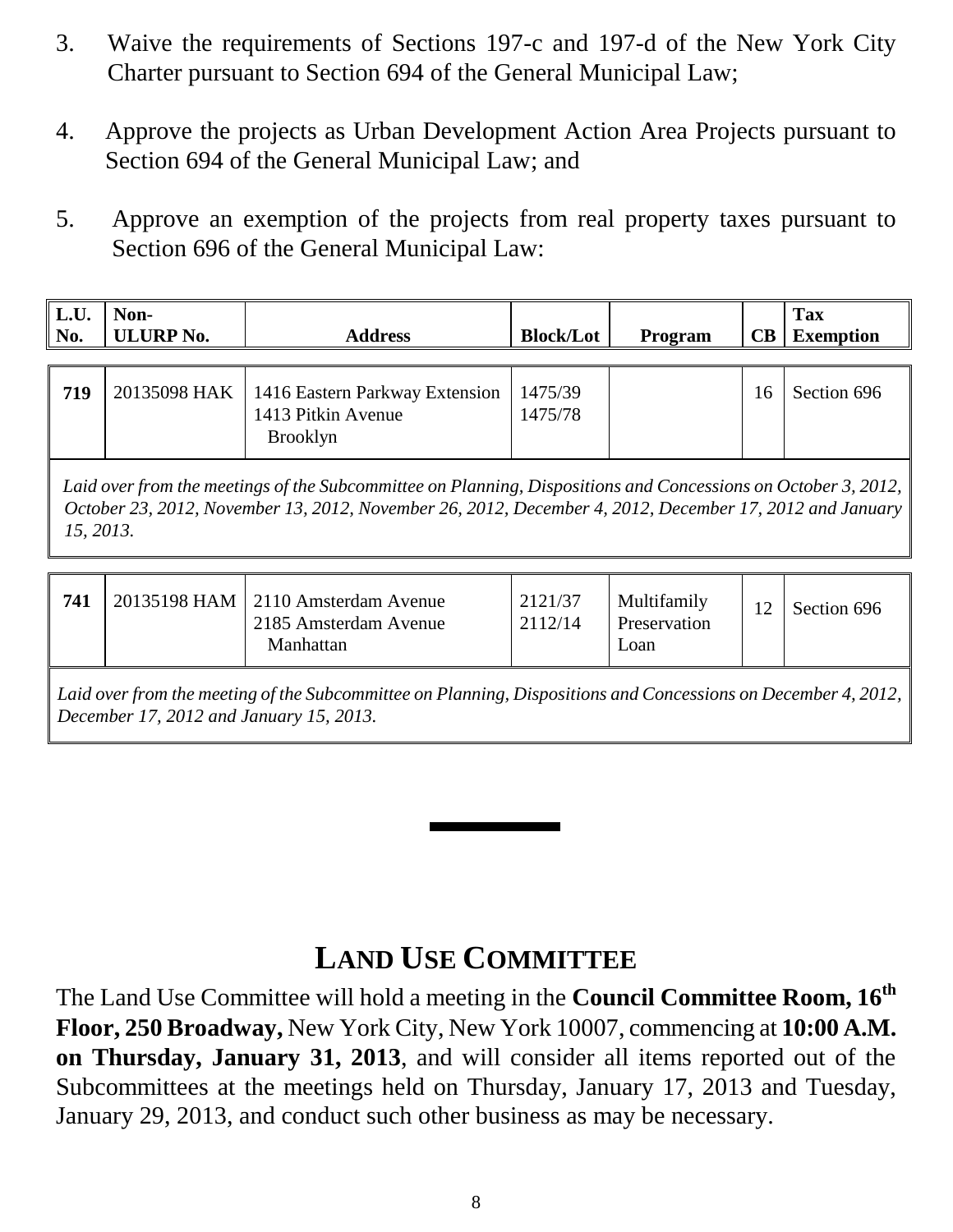3. Waive the requirements of Sections 197-c and 197-d of the New York City Charter pursuant to Section 694 of the General Municipal Law;

4. Approve the projects as Urban Development Action Area Projects pursuant to Section 694 of the General Municipal Law; and

5. Approve an exemption of the projects from real property taxes pursuant to Section 696 of the General Municipal Law:

| L.U. No. | Non-ULURP No. | Address | Block/Lot | Program | CB | Tax Exemption |
|---|---|---|---|---|---|---|
| **719** | 20135098 HAK | 1416 Eastern Parkway Extension<br>1413 Pitkin Avenue<br>Brooklyn | 1475/39<br>1475/78 | | 16 | Section 696 |

*Laid over from the meetings of the Subcommittee on Planning, Dispositions and Concessions on October 3, 2012, October 23, 2012, November 13, 2012, November 26, 2012, December 4, 2012, December 17, 2012 and January 15, 2013.*

| L.U. No. | Non-ULURP No. | Address | Block/Lot | Program | CB | Tax Exemption |
|---|---|---|---|---|---|---|
| **741** | 20135198 HAM | 2110 Amsterdam Avenue<br>2185 Amsterdam Avenue<br>Manhattan | 2121/37<br>2112/14 | Multifamily Preservation Loan | 12 | Section 696 |

*Laid over from the meeting of the Subcommittee on Planning, Dispositions and Concessions on December 4, 2012, December 17, 2012 and January 15, 2013.*

## LAND USE COMMITTEE

The Land Use Committee will hold a meeting in the **Council Committee Room, 16th Floor, 250 Broadway,** New York City, New York 10007, commencing at **10:00 A.M. on Thursday, January 31, 2013**, and will consider all items reported out of the Subcommittees at the meetings held on Thursday, January 17, 2013 and Tuesday, January 29, 2013, and conduct such other business as may be necessary.